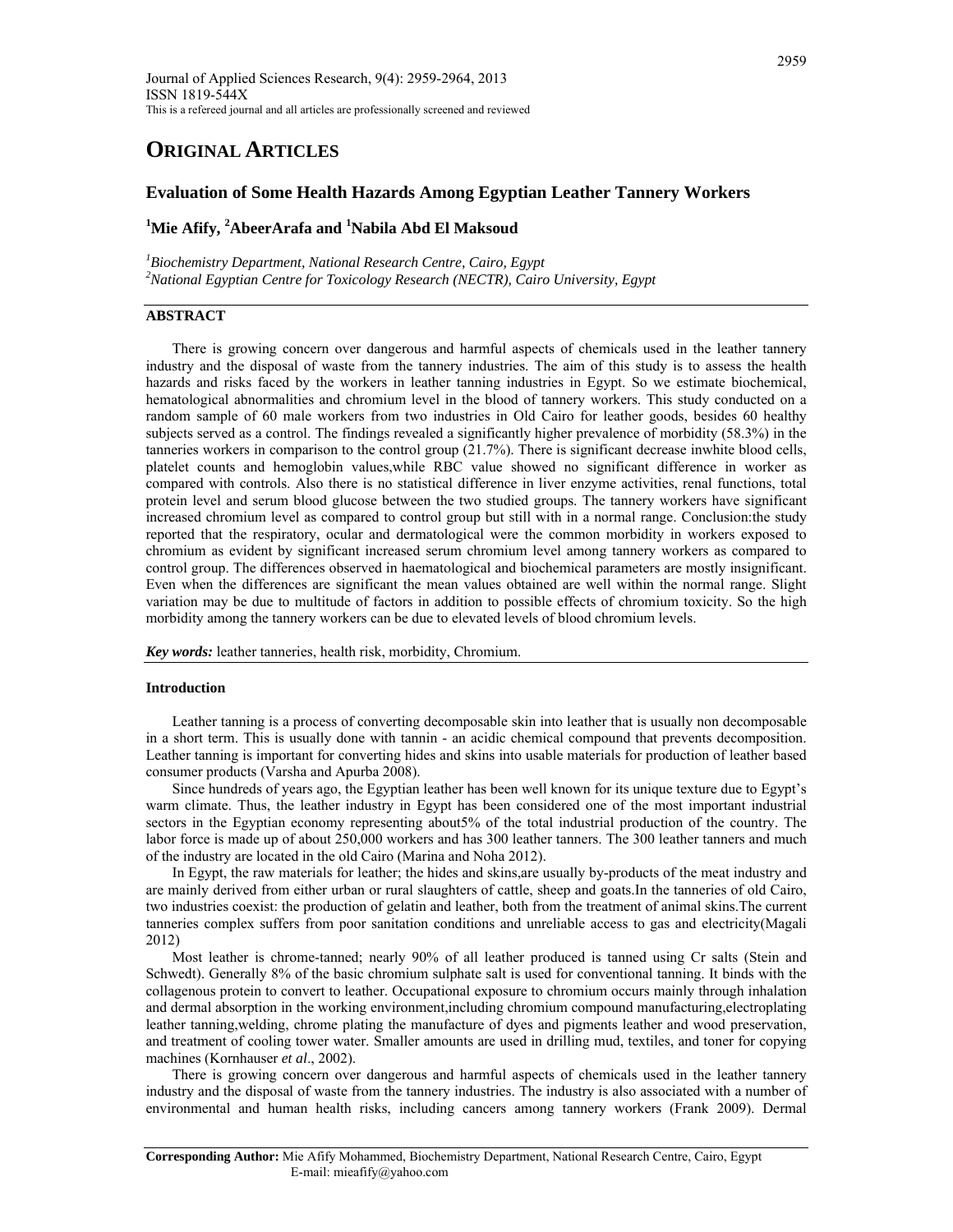Journal of Applied Sciences Research, 9(4): 2959-2964, 2013
ISSN 1819-544X
This is a refereed journal and all articles are professionally screened and reviewed

# ORIGINAL ARTICLES

## Evaluation of Some Health Hazards Among Egyptian Leather Tannery Workers

**[1]Mie Afify, [2]AbeerArafa and [1]Nabila Abd El Maksoud**

*[1]Biochemistry Department, National Research Centre, Cairo, Egypt*
*[2]National Egyptian Centre for Toxicology Research (NECTR), Cairo University, Egypt*

### ABSTRACT

There is growing concern over dangerous and harmful aspects of chemicals used in the leather tannery industry and the disposal of waste from the tannery industries. The aim of this study is to assess the health hazards and risks faced by the workers in leather tanning industries in Egypt. So we estimate biochemical, hematological abnormalities and chromium level in the blood of tannery workers. This study conducted on a random sample of 60 male workers from two industries in Old Cairo for leather goods, besides 60 healthy subjects served as a control. The findings revealed a significantly higher prevalence of morbidity (58.3%) in the tanneries workers in comparison to the control group (21.7%). There is significant decrease inwhite blood cells, platelet counts and hemoglobin values,while RBC value showed no significant difference in worker as compared with controls. Also there is no statistical difference in liver enzyme activities, renal functions, total protein level and serum blood glucose between the two studied groups. The tannery workers have significant increased chromium level as compared to control group but still with in a normal range. Conclusion:the study reported that the respiratory, ocular and dermatological were the common morbidity in workers exposed to chromium as evident by significant increased serum chromium level among tannery workers as compared to control group. The differences observed in haematological and biochemical parameters are mostly insignificant. Even when the differences are significant the mean values obtained are well within the normal range. Slight variation may be due to multitude of factors in addition to possible effects of chromium toxicity. So the high morbidity among the tannery workers can be due to elevated levels of blood chromium levels.

***Key words:*** leather tanneries, health risk, morbidity, Chromium.

### Introduction

Leather tanning is a process of converting decomposable skin into leather that is usually non decomposable in a short term. This is usually done with tannin - an acidic chemical compound that prevents decomposition. Leather tanning is important for converting hides and skins into usable materials for production of leather based consumer products (Varsha and Apurba 2008).

Since hundreds of years ago, the Egyptian leather has been well known for its unique texture due to Egypt's warm climate. Thus, the leather industry in Egypt has been considered one of the most important industrial sectors in the Egyptian economy representing about5% of the total industrial production of the country. The labor force is made up of about 250,000 workers and has 300 leather tanners. The 300 leather tanners and much of the industry are located in the old Cairo (Marina and Noha 2012).

In Egypt, the raw materials for leather; the hides and skins,are usually by-products of the meat industry and are mainly derived from either urban or rural slaughters of cattle, sheep and goats.In the tanneries of old Cairo, two industries coexist: the production of gelatin and leather, both from the treatment of animal skins.The current tanneries complex suffers from poor sanitation conditions and unreliable access to gas and electricity(Magali 2012)

Most leather is chrome-tanned; nearly 90% of all leather produced is tanned using Cr salts (Stein and Schwedt). Generally 8% of the basic chromium sulphate salt is used for conventional tanning. It binds with the collagenous protein to convert to leather. Occupational exposure to chromium occurs mainly through inhalation and dermal absorption in the working environment,including chromium compound manufacturing,electroplating leather tanning,welding, chrome plating the manufacture of dyes and pigments leather and wood preservation, and treatment of cooling tower water. Smaller amounts are used in drilling mud, textiles, and toner for copying machines (Kornhauser *et al*., 2002).

There is growing concern over dangerous and harmful aspects of chemicals used in the leather tannery industry and the disposal of waste from the tannery industries. The industry is also associated with a number of environmental and human health risks, including cancers among tannery workers (Frank 2009). Dermal

**Corresponding Author:** Mie Afify Mohammed, Biochemistry Department, National Research Centre, Cairo, Egypt
E-mail: mieafify@yahoo.com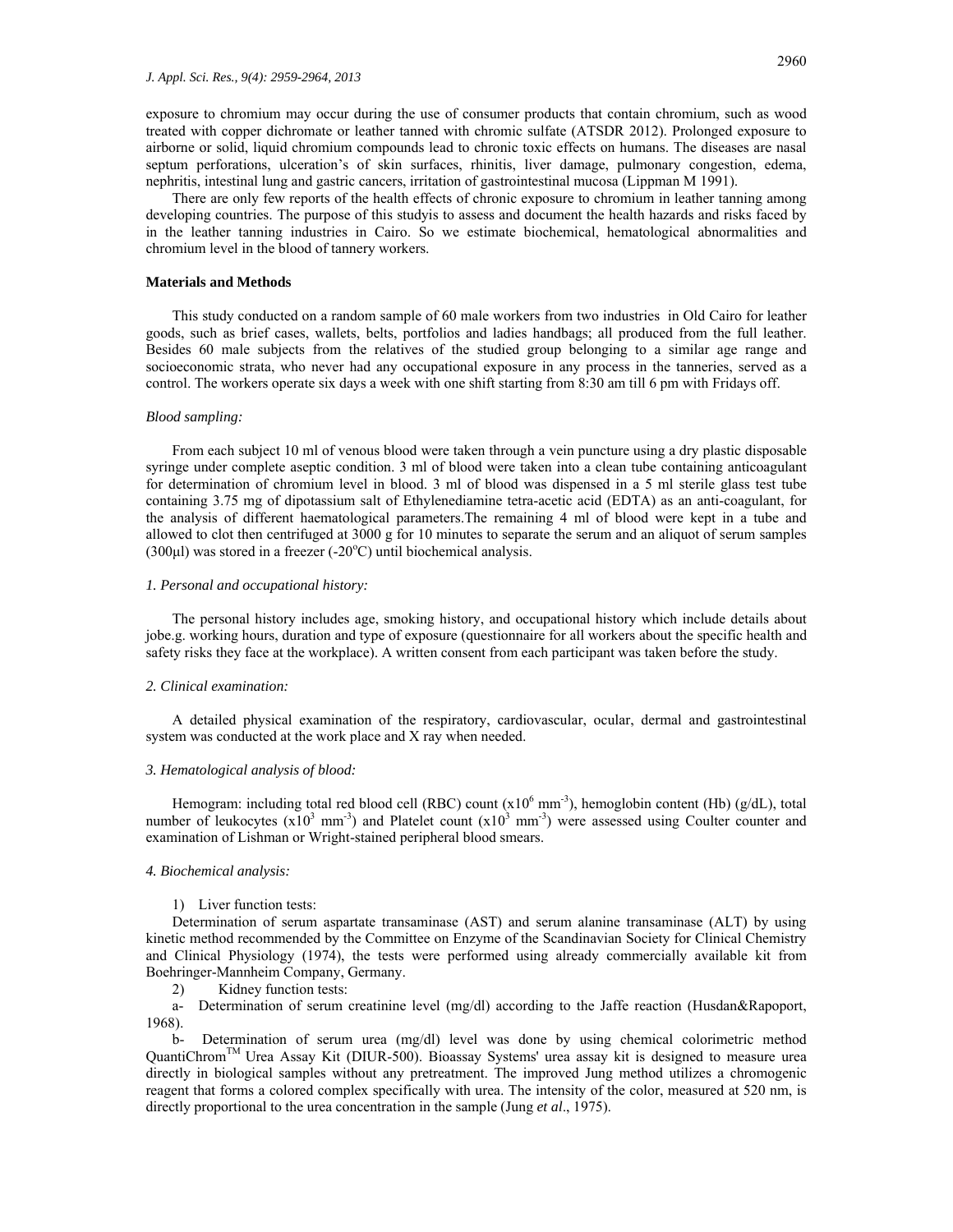exposure to chromium may occur during the use of consumer products that contain chromium, such as wood treated with copper dichromate or leather tanned with chromic sulfate (ATSDR 2012). Prolonged exposure to airborne or solid, liquid chromium compounds lead to chronic toxic effects on humans. The diseases are nasal septum perforations, ulceration's of skin surfaces, rhinitis, liver damage, pulmonary congestion, edema, nephritis, intestinal lung and gastric cancers, irritation of gastrointestinal mucosa (Lippman M 1991).

There are only few reports of the health effects of chronic exposure to chromium in leather tanning among developing countries. The purpose of this studyis to assess and document the health hazards and risks faced by in the leather tanning industries in Cairo. So we estimate biochemical, hematological abnormalities and chromium level in the blood of tannery workers.

## Materials and Methods

This study conducted on a random sample of 60 male workers from two industries in Old Cairo for leather goods, such as brief cases, wallets, belts, portfolios and ladies handbags; all produced from the full leather. Besides 60 male subjects from the relatives of the studied group belonging to a similar age range and socioeconomic strata, who never had any occupational exposure in any process in the tanneries, served as a control. The workers operate six days a week with one shift starting from 8:30 am till 6 pm with Fridays off.

### *Blood sampling:*

From each subject 10 ml of venous blood were taken through a vein puncture using a dry plastic disposable syringe under complete aseptic condition. 3 ml of blood were taken into a clean tube containing anticoagulant for determination of chromium level in blood. 3 ml of blood was dispensed in a 5 ml sterile glass test tube containing 3.75 mg of dipotassium salt of Ethylenediamine tetra-acetic acid (EDTA) as an anti-coagulant, for the analysis of different haematological parameters.The remaining 4 ml of blood were kept in a tube and allowed to clot then centrifuged at 3000 g for 10 minutes to separate the serum and an aliquot of serum samples (300µl) was stored in a freezer (-20°C) until biochemical analysis.

### *1. Personal and occupational history:*

The personal history includes age, smoking history, and occupational history which include details about jobe.g. working hours, duration and type of exposure (questionnaire for all workers about the specific health and safety risks they face at the workplace). A written consent from each participant was taken before the study.

### *2. Clinical examination:*

A detailed physical examination of the respiratory, cardiovascular, ocular, dermal and gastrointestinal system was conducted at the work place and X ray when needed.

### *3. Hematological analysis of blood:*

Hemogram: including total red blood cell (RBC) count ($x10^6$ $mm^{-3}$), hemoglobin content (Hb) (g/dL), total number of leukocytes ($x10^3$ $mm^{-3}$) and Platelet count ($x10^3$ $mm^{-3}$) were assessed using Coulter counter and examination of Lishman or Wright-stained peripheral blood smears.

### *4. Biochemical analysis:*

1) Liver function tests:

Determination of serum aspartate transaminase (AST) and serum alanine transaminase (ALT) by using kinetic method recommended by the Committee on Enzyme of the Scandinavian Society for Clinical Chemistry and Clinical Physiology (1974), the tests were performed using already commercially available kit from Boehringer-Mannheim Company, Germany.

2) Kidney function tests:

a- Determination of serum creatinine level (mg/dl) according to the Jaffe reaction (Husdan&Rapoport, 1968).

b- Determination of serum urea (mg/dl) level was done by using chemical colorimetric method QuantiChrom™ Urea Assay Kit (DIUR-500). Bioassay Systems' urea assay kit is designed to measure urea directly in biological samples without any pretreatment. The improved Jung method utilizes a chromogenic reagent that forms a colored complex specifically with urea. The intensity of the color, measured at 520 nm, is directly proportional to the urea concentration in the sample (Jung *et al*., 1975).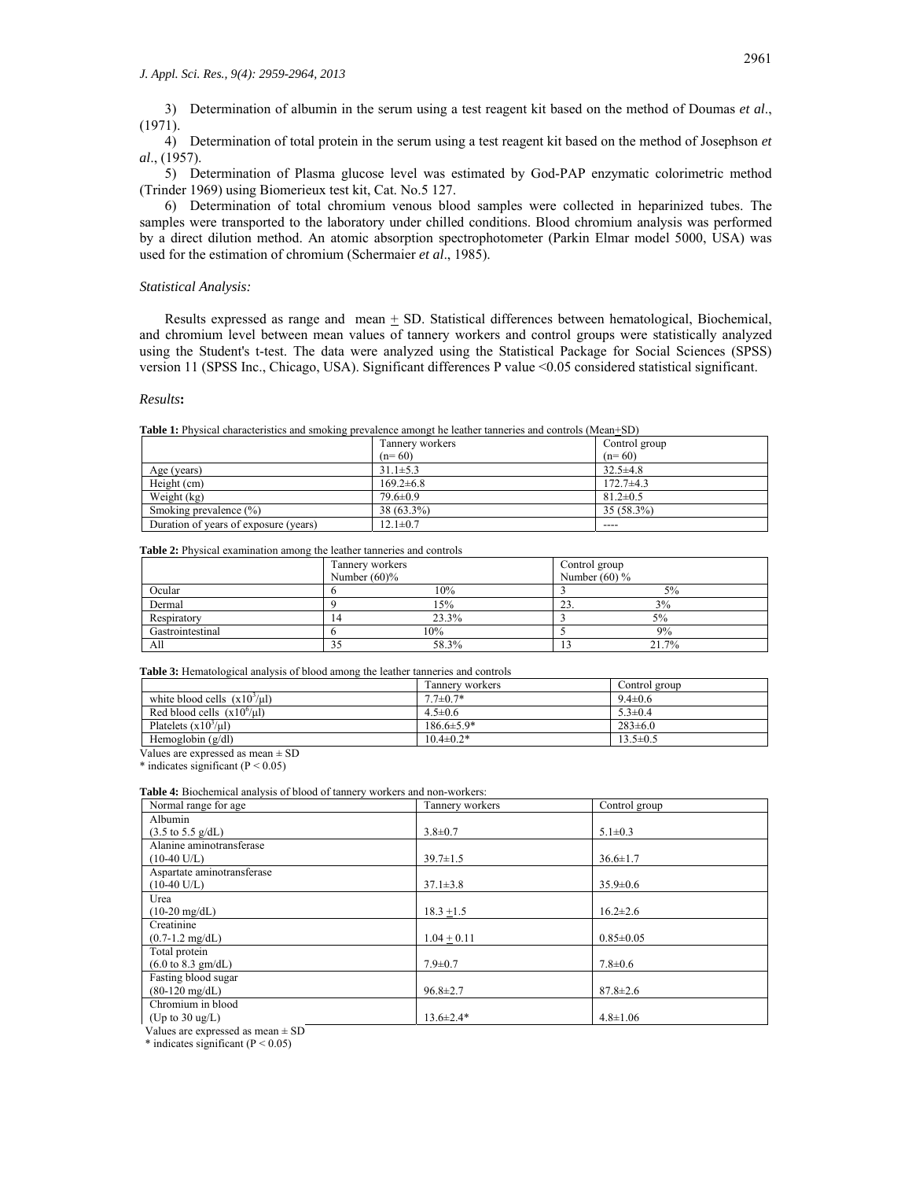3) Determination of albumin in the serum using a test reagent kit based on the method of Doumas *et al*., (1971).

4) Determination of total protein in the serum using a test reagent kit based on the method of Josephson *et al*., (1957).

5) Determination of Plasma glucose level was estimated by God-PAP enzymatic colorimetric method (Trinder 1969) using Biomerieux test kit, Cat. No.5 127.

6) Determination of total chromium venous blood samples were collected in heparinized tubes. The samples were transported to the laboratory under chilled conditions. Blood chromium analysis was performed by a direct dilution method. An atomic absorption spectrophotometer (Parkin Elmar model 5000, USA) was used for the estimation of chromium (Schermaier *et al*., 1985).

*Statistical Analysis:*

Results expressed as range and mean ± SD. Statistical differences between hematological, Biochemical, and chromium level between mean values of tannery workers and control groups were statistically analyzed using the Student's t-test. The data were analyzed using the Statistical Package for Social Sciences (SPSS) version 11 (SPSS Inc., Chicago, USA). Significant differences P value <0.05 considered statistical significant.

*Results***:**

**Table 1:** Physical characteristics and smoking prevalence amongt he leather tanneries and controls (Mean±SD)

| | Tannery workers (n= 60) | Control group (n= 60) |
|---|---|---|
| Age (years) | 31.1±5.3 | 32.5±4.8 |
| Height (cm) | 169.2±6.8 | 172.7±4.3 |
| Weight (kg) | 79.6±0.9 | 81.2±0.5 |
| Smoking prevalence (%) | 38 (63.3%) | 35 (58.3%) |
| Duration of years of exposure (years) | 12.1±0.7 | ---- |

**Table 2:** Physical examination among the leather tanneries and controls

| | Tannery workers Number (60)% | | Control group Number (60) % | |
|---|---|---|---|---|
| Ocular | 6 | 10% | 3 | 5% |
| Dermal | 9 | 15% | 23. | 3% |
| Respiratory | 14 | 23.3% | 3 | 5% |
| Gastrointestinal | 6 | 10% | 5 | 9% |
| All | 35 | 58.3% | 13 | 21.7% |

**Table 3:** Hematological analysis of blood among the leather tanneries and controls

| | Tannery workers | Control group |
|---|---|---|
| white blood cells ($x10^3/\mu l$) | 7.7±0.7* | 9.4±0.6 |
| Red blood cells ($x10^6/\mu l$) | 4.5±0.6 | 5.3±0.4 |
| Platelets ($x10^3/\mu l$) | 186.6±5.9* | 283±6.0 |
| Hemoglobin (g/dl) | 10.4±0.2* | 13.5±0.5 |

Values are expressed as mean ± SD

\* indicates significant ($P < 0.05$)

**Table 4:** Biochemical analysis of blood of tannery workers and non-workers:

| Normal range for age | Tannery workers | Control group |
|---|---|---|
| Albumin (3.5 to 5.5 g/dL) | 3.8±0.7 | 5.1±0.3 |
| Alanine aminotransferase (10-40 U/L) | 39.7±1.5 | 36.6±1.7 |
| Aspartate aminotransferase (10-40 U/L) | 37.1±3.8 | 35.9±0.6 |
| Urea (10-20 mg/dL) | 18.3 ±1.5 | 16.2±2.6 |
| Creatinine (0.7-1.2 mg/dL) | 1.04 ± 0.11 | 0.85±0.05 |
| Total protein (6.0 to 8.3 gm/dL) | 7.9±0.7 | 7.8±0.6 |
| Fasting blood sugar (80-120 mg/dL) | 96.8±2.7 | 87.8±2.6 |
| Chromium in blood (Up to 30 ug/L) | 13.6±2.4* | 4.8±1.06 |

Values are expressed as mean ± SD

\* indicates significant ($P < 0.05$)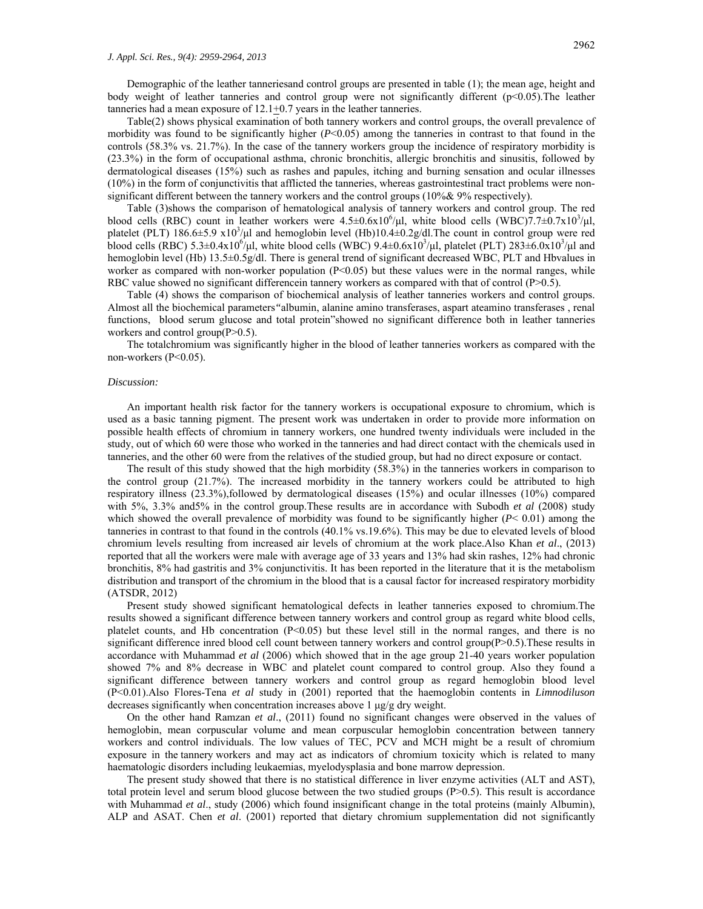Demographic of the leather tanneriesand control groups are presented in table (1); the mean age, height and body weight of leather tanneries and control group were not significantly different ($p<0.05$).The leather tanneries had a mean exposure of 12.1$\pm$0.7 years in the leather tanneries.

Table(2) shows physical examination of both tannery workers and control groups, the overall prevalence of morbidity was found to be significantly higher ($P<0.05$) among the tanneries in contrast to that found in the controls (58.3% vs. 21.7%). In the case of the tannery workers group the incidence of respiratory morbidity is (23.3%) in the form of occupational asthma, chronic bronchitis, allergic bronchitis and sinusitis, followed by dermatological diseases (15%) such as rashes and papules, itching and burning sensation and ocular illnesses (10%) in the form of conjunctivitis that afflicted the tanneries, whereas gastrointestinal tract problems were non-significant different between the tannery workers and the control groups (10%& 9% respectively).

Table (3)shows the comparison of hematological analysis of tannery workers and control group. The red blood cells (RBC) count in leather workers were $4.5\pm0.6\text{x}10^6/\mu l$, white blood cells (WBC)$7.7\pm0.7\text{x}10^3/\mu l$, platelet (PLT) $186.6\pm5.9\ \text{x}10^3/\mu l$ and hemoglobin level (Hb)$10.4\pm0.2$g/dl.The count in control group were red blood cells (RBC) $5.3\pm0.4\text{x}10^6/\mu l$, white blood cells (WBC) $9.4\pm0.6\text{x}10^3/\mu l$, platelet (PLT) $283\pm6.0\text{x}10^3/\mu l$ and hemoglobin level (Hb) $13.5\pm0.5$g/dl. There is general trend of significant decreased WBC, PLT and Hbvalues in worker as compared with non-worker population ($P<0.05$) but these values were in the normal ranges, while RBC value showed no significant differencein tannery workers as compared with that of control ($P>0.5$).

Table (4) shows the comparison of biochemical analysis of leather tanneries workers and control groups. Almost all the biochemical parameters"albumin, alanine amino transferases, aspart ateamino transferases , renal functions, blood serum glucose and total protein"showed no significant difference both in leather tanneries workers and control group($P>0.5$).

The totalchromium was significantly higher in the blood of leather tanneries workers as compared with the non-workers ($P<0.05$).

*Discussion:*

An important health risk factor for the tannery workers is occupational exposure to chromium, which is used as a basic tanning pigment. The present work was undertaken in order to provide more information on possible health effects of chromium in tannery workers, one hundred twenty individuals were included in the study, out of which 60 were those who worked in the tanneries and had direct contact with the chemicals used in tanneries, and the other 60 were from the relatives of the studied group, but had no direct exposure or contact.

The result of this study showed that the high morbidity (58.3%) in the tanneries workers in comparison to the control group (21.7%). The increased morbidity in the tannery workers could be attributed to high respiratory illness (23.3%),followed by dermatological diseases (15%) and ocular illnesses (10%) compared with 5%, 3.3% and5% in the control group.These results are in accordance with Subodh *et al* (2008) study which showed the overall prevalence of morbidity was found to be significantly higher ($P<0.01$) among the tanneries in contrast to that found in the controls (40.1% vs.19.6%). This may be due to elevated levels of blood chromium levels resulting from increased air levels of chromium at the work place.Also Khan *et al*., (2013) reported that all the workers were male with average age of 33 years and 13% had skin rashes, 12% had chronic bronchitis, 8% had gastritis and 3% conjunctivitis. It has been reported in the literature that it is the metabolism distribution and transport of the chromium in the blood that is a causal factor for increased respiratory morbidity (ATSDR, 2012)

Present study showed significant hematological defects in leather tanneries exposed to chromium.The results showed a significant difference between tannery workers and control group as regard white blood cells, platelet counts, and Hb concentration ($P<0.05$) but these level still in the normal ranges, and there is no significant difference inred blood cell count between tannery workers and control group($P>0.5$).These results in accordance with Muhammad *et al* (2006) which showed that in the age group 21-40 years worker population showed 7% and 8% decrease in WBC and platelet count compared to control group. Also they found a significant difference between tannery workers and control group as regard hemoglobin blood level ($P<0.01$).Also Flores-Tena *et al* study in (2001) reported that the haemoglobin contents in *Limnodiluson* decreases significantly when concentration increases above 1 μg/g dry weight.

On the other hand Ramzan *et al*., (2011) found no significant changes were observed in the values of hemoglobin, mean corpuscular volume and mean corpuscular hemoglobin concentration between tannery workers and control individuals. The low values of TEC, PCV and MCH might be a result of chromium exposure in the tannery workers and may act as indicators of chromium toxicity which is related to many haematologic disorders including leukaemias, myelodysplasia and bone marrow depression.

The present study showed that there is no statistical difference in liver enzyme activities (ALT and AST), total protein level and serum blood glucose between the two studied groups ($P>0.5$). This result is accordance with Muhammad *et al*., study (2006) which found insignificant change in the total proteins (mainly Albumin), ALP and ASAT. Chen *et al*. (2001) reported that dietary chromium supplementation did not significantly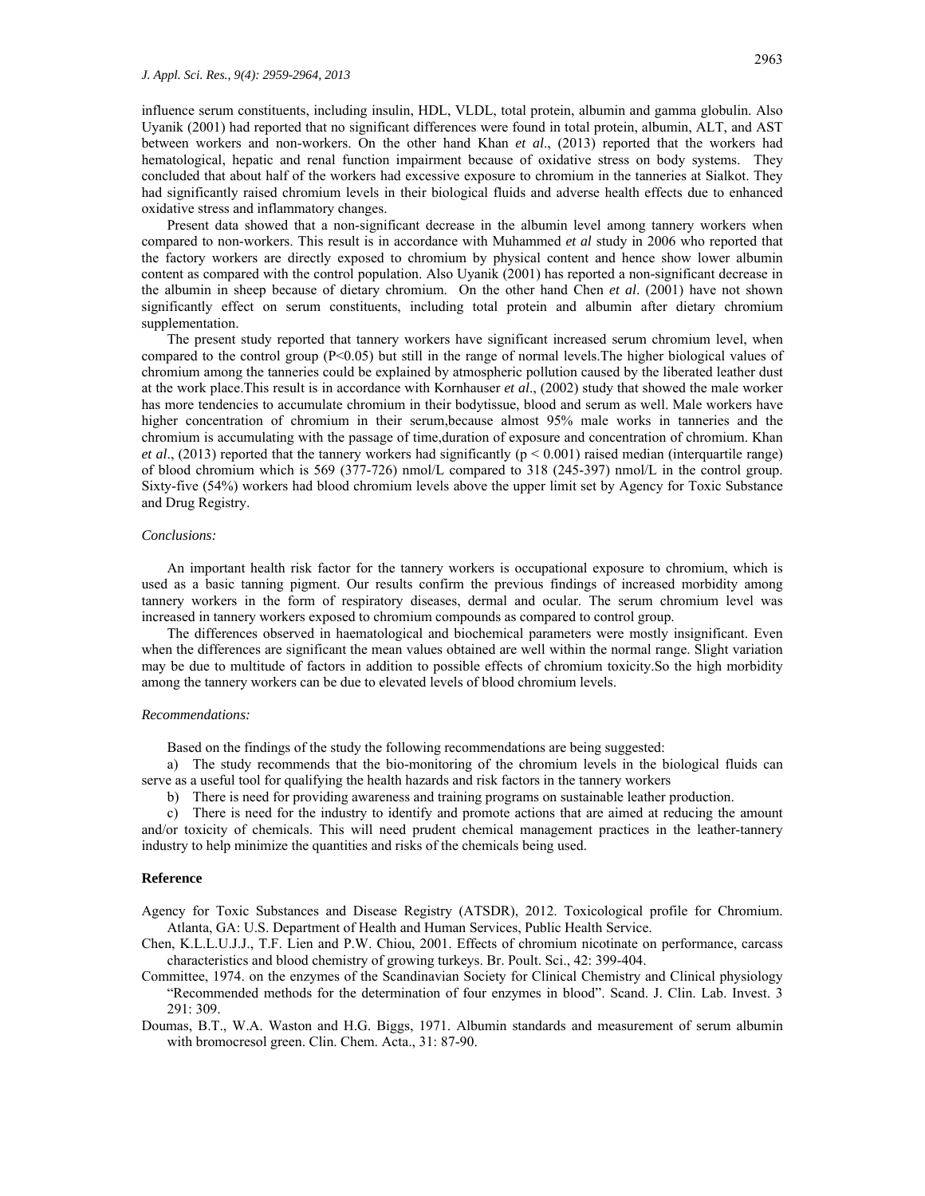influence serum constituents, including insulin, HDL, VLDL, total protein, albumin and gamma globulin. Also Uyanik (2001) had reported that no significant differences were found in total protein, albumin, ALT, and AST between workers and non-workers. On the other hand Khan *et al*., (2013) reported that the workers had hematological, hepatic and renal function impairment because of oxidative stress on body systems. They concluded that about half of the workers had excessive exposure to chromium in the tanneries at Sialkot. They had significantly raised chromium levels in their biological fluids and adverse health effects due to enhanced oxidative stress and inflammatory changes.

Present data showed that a non-significant decrease in the albumin level among tannery workers when compared to non-workers. This result is in accordance with Muhammed *et al* study in 2006 who reported that the factory workers are directly exposed to chromium by physical content and hence show lower albumin content as compared with the control population. Also Uyanik (2001) has reported a non-significant decrease in the albumin in sheep because of dietary chromium. On the other hand Chen *et al*. (2001) have not shown significantly effect on serum constituents, including total protein and albumin after dietary chromium supplementation.

The present study reported that tannery workers have significant increased serum chromium level, when compared to the control group ($P<0.05$) but still in the range of normal levels.The higher biological values of chromium among the tanneries could be explained by atmospheric pollution caused by the liberated leather dust at the work place.This result is in accordance with Kornhauser *et al*., (2002) study that showed the male worker has more tendencies to accumulate chromium in their bodytissue, blood and serum as well. Male workers have higher concentration of chromium in their serum,because almost 95% male works in tanneries and the chromium is accumulating with the passage of time,duration of exposure and concentration of chromium. Khan *et al*., (2013) reported that the tannery workers had significantly ($p < 0.001$) raised median (interquartile range) of blood chromium which is 569 (377-726) nmol/L compared to 318 (245-397) nmol/L in the control group. Sixty-five (54%) workers had blood chromium levels above the upper limit set by Agency for Toxic Substance and Drug Registry.

*Conclusions:*

An important health risk factor for the tannery workers is occupational exposure to chromium, which is used as a basic tanning pigment. Our results confirm the previous findings of increased morbidity among tannery workers in the form of respiratory diseases, dermal and ocular. The serum chromium level was increased in tannery workers exposed to chromium compounds as compared to control group.

The differences observed in haematological and biochemical parameters were mostly insignificant. Even when the differences are significant the mean values obtained are well within the normal range. Slight variation may be due to multitude of factors in addition to possible effects of chromium toxicity.So the high morbidity among the tannery workers can be due to elevated levels of blood chromium levels.

*Recommendations:*

Based on the findings of the study the following recommendations are being suggested:

a) The study recommends that the bio-monitoring of the chromium levels in the biological fluids can serve as a useful tool for qualifying the health hazards and risk factors in the tannery workers

b) There is need for providing awareness and training programs on sustainable leather production.

c) There is need for the industry to identify and promote actions that are aimed at reducing the amount and/or toxicity of chemicals. This will need prudent chemical management practices in the leather-tannery industry to help minimize the quantities and risks of the chemicals being used.

**Reference**

Agency for Toxic Substances and Disease Registry (ATSDR), 2012. Toxicological profile for Chromium. Atlanta, GA: U.S. Department of Health and Human Services, Public Health Service.

Chen, K.L.L.U.J.J., T.F. Lien and P.W. Chiou, 2001. Effects of chromium nicotinate on performance, carcass characteristics and blood chemistry of growing turkeys. Br. Poult. Sci., 42: 399-404.

Committee, 1974. on the enzymes of the Scandinavian Society for Clinical Chemistry and Clinical physiology "Recommended methods for the determination of four enzymes in blood". Scand. J. Clin. Lab. Invest. 3 291: 309.

Doumas, B.T., W.A. Waston and H.G. Biggs, 1971. Albumin standards and measurement of serum albumin with bromocresol green. Clin. Chem. Acta., 31: 87-90.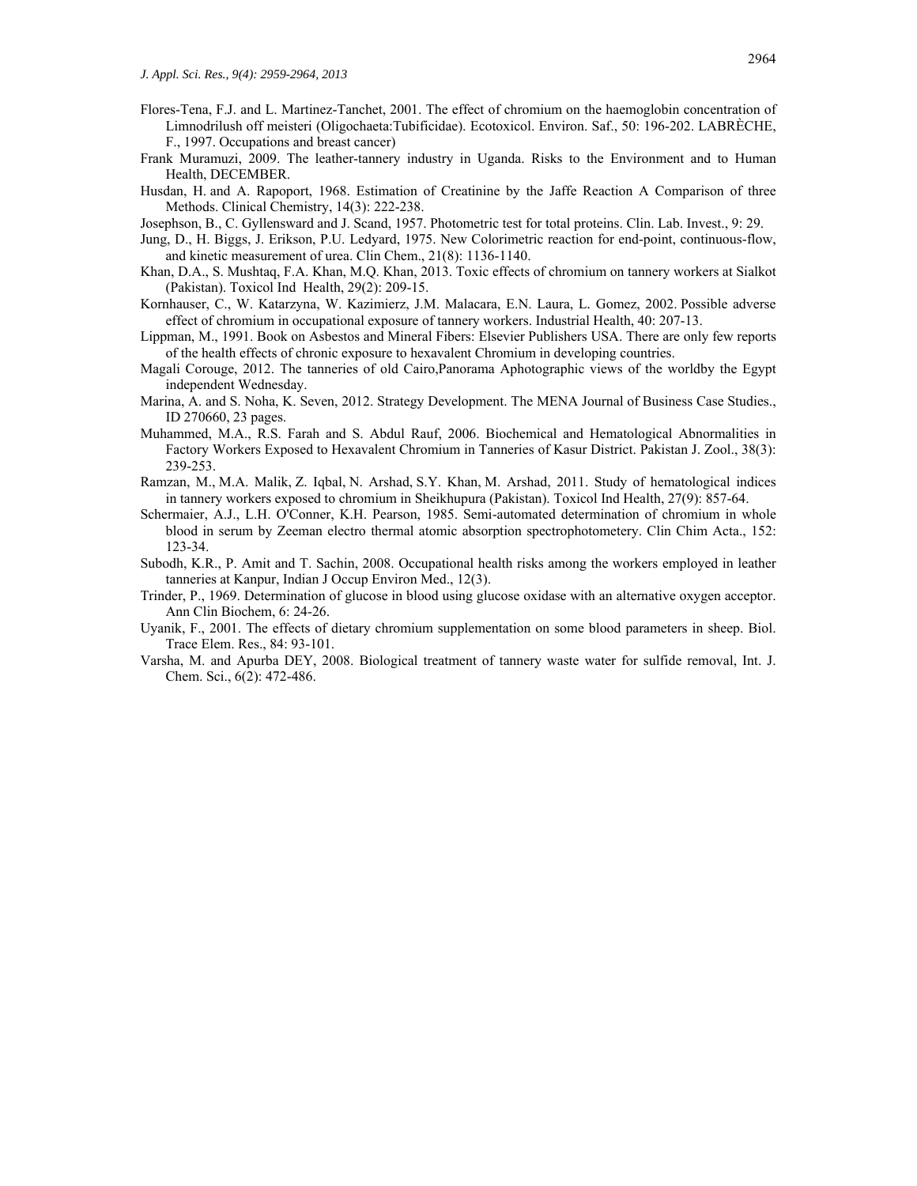Flores-Tena, F.J. and L. Martinez-Tanchet, 2001. The effect of chromium on the haemoglobin concentration of Limnodrilush off meisteri (Oligochaeta:Tubificidae). Ecotoxicol. Environ. Saf., 50: 196-202. LABRÈCHE, F., 1997. Occupations and breast cancer)

Frank Muramuzi, 2009. The leather-tannery industry in Uganda. Risks to the Environment and to Human Health, DECEMBER.

Husdan, H. and A. Rapoport, 1968. Estimation of Creatinine by the Jaffe Reaction A Comparison of three Methods. Clinical Chemistry, 14(3): 222-238.

Josephson, B., C. Gyllensward and J. Scand, 1957. Photometric test for total proteins. Clin. Lab. Invest., 9: 29.

Jung, D., H. Biggs, J. Erikson, P.U. Ledyard, 1975. New Colorimetric reaction for end-point, continuous-flow, and kinetic measurement of urea. Clin Chem., 21(8): 1136-1140.

Khan, D.A., S. Mushtaq, F.A. Khan, M.Q. Khan, 2013. Toxic effects of chromium on tannery workers at Sialkot (Pakistan). Toxicol Ind Health, 29(2): 209-15.

Kornhauser, C., W. Katarzyna, W. Kazimierz, J.M. Malacara, E.N. Laura, L. Gomez, 2002. Possible adverse effect of chromium in occupational exposure of tannery workers. Industrial Health, 40: 207-13.

Lippman, M., 1991. Book on Asbestos and Mineral Fibers: Elsevier Publishers USA. There are only few reports of the health effects of chronic exposure to hexavalent Chromium in developing countries.

Magali Corouge, 2012. The tanneries of old Cairo,Panorama Aphotographic views of the worldby the Egypt independent Wednesday.

Marina, A. and S. Noha, K. Seven, 2012. Strategy Development. The MENA Journal of Business Case Studies., ID 270660, 23 pages.

Muhammed, M.A., R.S. Farah and S. Abdul Rauf, 2006. Biochemical and Hematological Abnormalities in Factory Workers Exposed to Hexavalent Chromium in Tanneries of Kasur District. Pakistan J. Zool., 38(3): 239-253.

Ramzan, M., M.A. Malik, Z. Iqbal, N. Arshad, S.Y. Khan, M. Arshad, 2011. Study of hematological indices in tannery workers exposed to chromium in Sheikhupura (Pakistan). Toxicol Ind Health, 27(9): 857-64.

Schermaier, A.J., L.H. O'Conner, K.H. Pearson, 1985. Semi-automated determination of chromium in whole blood in serum by Zeeman electro thermal atomic absorption spectrophotometery. Clin Chim Acta., 152: 123-34.

Subodh, K.R., P. Amit and T. Sachin, 2008. Occupational health risks among the workers employed in leather tanneries at Kanpur, Indian J Occup Environ Med., 12(3).

Trinder, P., 1969. Determination of glucose in blood using glucose oxidase with an alternative oxygen acceptor. Ann Clin Biochem, 6: 24-26.

Uyanik, F., 2001. The effects of dietary chromium supplementation on some blood parameters in sheep. Biol. Trace Elem. Res., 84: 93-101.

Varsha, M. and Apurba DEY, 2008. Biological treatment of tannery waste water for sulfide removal, Int. J. Chem. Sci., 6(2): 472-486.